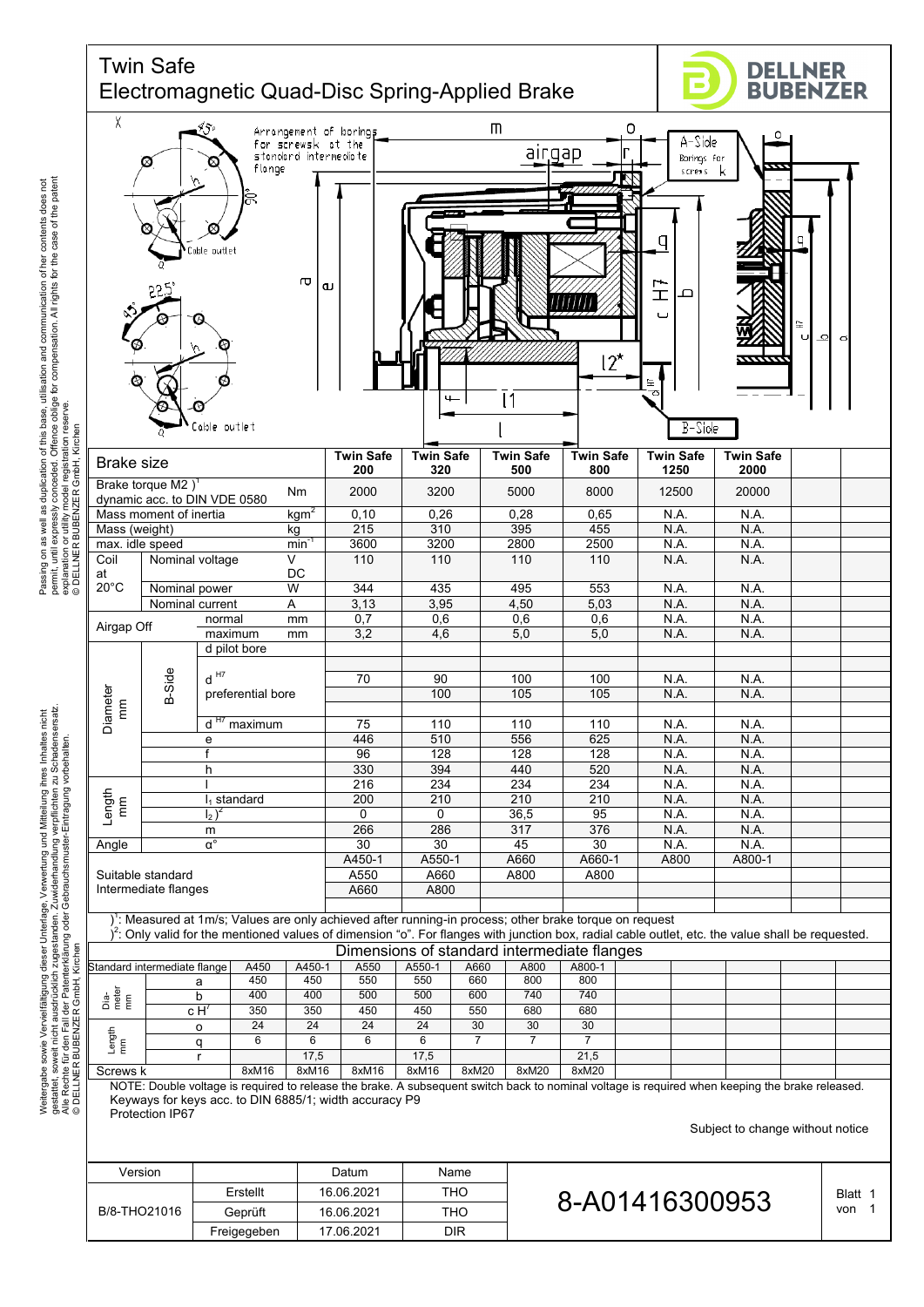# Twin Safe
## Electromagnetic Quad-Disc Spring-Applied Brake

DELLNER BUBENZER

| Brake size | | | | Twin Safe 200 | Twin Safe 320 | Twin Safe 500 | Twin Safe 800 | Twin Safe 1250 | Twin Safe 2000 | |
|---|---|---|---|---|---|---|---|---|---|---|
| Brake torque M2 )[1] dynamic acc. to DIN VDE 0580 | | | Nm | 2000 | 3200 | 5000 | 8000 | 12500 | 20000 | |
| Mass moment of inertia | | | $kgm^2$ | 0,10 | 0,26 | 0,28 | 0,65 | N.A. | N.A. | |
| Mass (weight) | | | kg | 215 | 310 | 395 | 455 | N.A. | N.A. | |
| max. idle speed | | | $min^{-1}$ | 3600 | 3200 | 2800 | 2500 | N.A. | N.A. | |
| Coil at 20°C | Nominal voltage | | V DC | 110 | 110 | 110 | 110 | N.A. | N.A. | |
| | Nominal power | | W | 344 | 435 | 495 | 553 | N.A. | N.A. | |
| | Nominal current | | A | 3,13 | 3,95 | 4,50 | 5,03 | N.A. | N.A. | |
| Airgap Off | | normal | mm | 0,7 | 0,6 | 0,6 | 0,6 | N.A. | N.A. | |
| | | maximum | mm | 3,2 | 4,6 | 5,0 | 5,0 | N.A. | N.A. | |
| Diameter mm | B-Side | d pilot bore | | | | | | | | |
| | | $d^{H7}$ | | 70 | 90 | 100 | 100 | N.A. | N.A. | |
| | | preferential bore | | | 100 | 105 | 105 | N.A. | N.A. | |
| | | $d^{H7}$ maximum | | 75 | 110 | 110 | 110 | N.A. | N.A. | |
| | | e | | 446 | 510 | 556 | 625 | N.A. | N.A. | |
| | | f | | 96 | 128 | 128 | 128 | N.A. | N.A. | |
| | | h | | 330 | 394 | 440 | 520 | N.A. | N.A. | |
| Length mm | | l | | 216 | 234 | 234 | 234 | N.A. | N.A. | |
| | | $l_1$ standard | | 200 | 210 | 210 | 210 | N.A. | N.A. | |
| | | $l_2$ )[2] | | 0 | 0 | 36,5 | 95 | N.A. | N.A. | |
| | | m | | 266 | 286 | 317 | 376 | N.A. | N.A. | |
| Angle | | α° | | 30 | 30 | 45 | 30 | N.A. | N.A. | |
| Suitable standard Intermediate flanges | | | | A450-1 | A550-1 | A660 | A660-1 | A800 | A800-1 | |
| | | | | A550 | A660 | A800 | A800 | | | |
| | | | | A660 | A800 | | | | | |

)[1]: Measured at 1m/s; Values are only achieved after running-in process; other brake torque on request

)[2]: Only valid for the mentioned values of dimension "o". For flanges with junction box, radial cable outlet, etc. the value shall be requested.

### Dimensions of standard intermediate flanges

| Standard intermediate flange | | A450 | A450-1 | A550 | A550-1 | A660 | A800 | A800-1 |
|---|---|---|---|---|---|---|---|---|
| Diameter mm | a | 450 | 450 | 550 | 550 | 660 | 800 | 800 |
| | b | 400 | 400 | 500 | 500 | 600 | 740 | 740 |
| | c $H^7$ | 350 | 350 | 450 | 450 | 550 | 680 | 680 |
| Length mm | o | 24 | 24 | 24 | 24 | 30 | 30 | 30 |
| | q | 6 | 6 | 6 | 6 | 7 | 7 | 7 |
| | r | | 17,5 | | 17,5 | | | 21,5 |
| Screws k | | 8xM16 | 8xM16 | 8xM16 | 8xM16 | 8xM20 | 8xM20 | 8xM20 |

NOTE: Double voltage is required to release the brake. A subsequent switch back to nominal voltage is required when keeping the brake released.
Keyways for keys acc. to DIN 6885/1; width accuracy P9
Protection IP67

Subject to change without notice

| Version | | Datum | Name |
|---|---|---|---|
| B/8-THO21016 | Erstellt | 16.06.2021 | THO |
| | Geprüft | 16.06.2021 | THO |
| | Freigegeben | 17.06.2021 | DIR |

8-A01416300953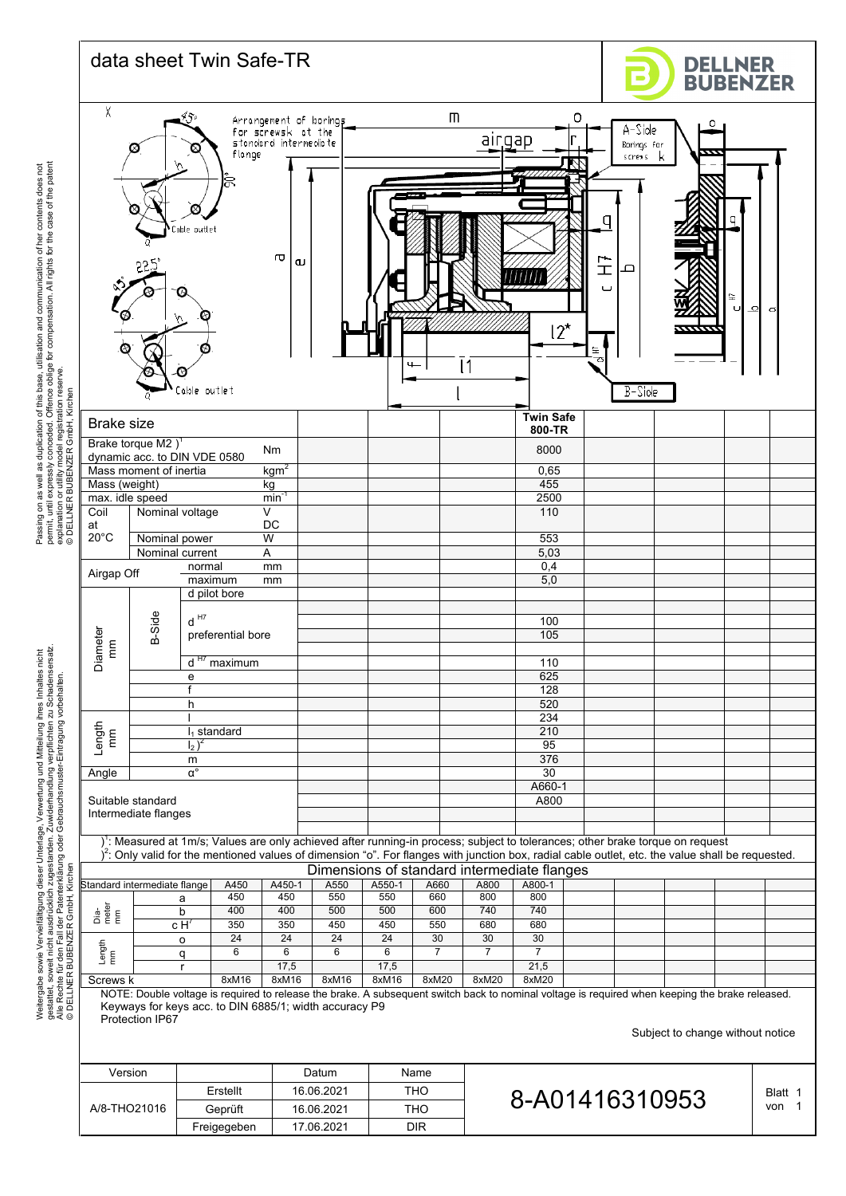# data sheet Twin Safe-TR

DELLNER BUBENZER

Passing on as well as duplication of this base, utilisation and communication of her contents does not permit, until expressly conceded. Offence oblige for compensation. All rights for the case of the patent explanation or utility model registration reserve. © DELLNER BUBENZER GmbH, Kirchen

Weitergabe sowie Vervielfältigung dieser Unterlage, Verwertung und Mitteilung ihres Inhaltes nicht gestattet, soweit nicht ausdrücklich zugestanden. Zuwiderhandlung verpflichten zu Schadensersatz. Alle Rechte für den Fall der Patenterklärung oder Gebrauchsmuster-Eintragung vorbehalten. © DELLNER BUBENZER GmbH, Kirchen

X 45° Arrangement of borings for screws k at the standard intermediate flange 90° Cable outlet 22,5° 45° Cable outlet α m o airgap A-Side Borings for screws k d e q c H7 b l2* d H7 l1 l B-Side

| Brake size | | | | | | | Twin Safe 800-TR | | | | |
|---|---|---|---|---|---|---|---|---|---|---|---|
| Brake torque M2 )[1] dynamic acc. to DIN VDE 0580 | | Nm | | | | | 8000 | | | | |
| Mass moment of inertia | | kgm² | | | | | 0,65 | | | | |
| Mass (weight) | | kg | | | | | 455 | | | | |
| max. idle speed | | min⁻¹ | | | | | 2500 | | | | |
| Coil at 20°C | Nominal voltage | V DC | | | | | 110 | | | | |
| | Nominal power | W | | | | | 553 | | | | |
| | Nominal current | A | | | | | 5,03 | | | | |
| Airgap Off | normal | mm | | | | | 0,4 | | | | |
| | maximum | mm | | | | | 5,0 | | | | |
| Diameter mm | B-Side d pilot bore | | | | | | | | | | |
| | B-Side $d^{H7}$ preferential bore | | | | | | 100 | | | | |
| | | | | | | | 105 | | | | |
| | $d^{H7}$ maximum | | | | | | 110 | | | | |
| | e | | | | | | 625 | | | | |
| | f | | | | | | 128 | | | | |
| | h | | | | | | 520 | | | | |
| Length mm | l | | | | | | 234 | | | | |
| | $l_1$ standard | | | | | | 210 | | | | |
| | $l_2$ )[2] | | | | | | 95 | | | | |
| | m | | | | | | 376 | | | | |
| Angle | α° | | | | | | 30 | | | | |
| Suitable standard Intermediate flanges | | | | | | | A660-1 | | | | |
| | | | | | | | A800 | | | | |

)[1]: Measured at 1m/s; Values are only achieved after running-in process; subject to tolerances; other brake torque on request
)[2]: Only valid for the mentioned values of dimension "o". For flanges with junction box, radial cable outlet, etc. the value shall be requested.

## Dimensions of standard intermediate flanges

| Standard intermediate flange | | A450 | A450-1 | A550 | A550-1 | A660 | A800 | A800-1 |
|---|---|---|---|---|---|---|---|---|
| Diameter mm | a | 450 | 450 | 550 | 550 | 660 | 800 | 800 |
| | b | 400 | 400 | 500 | 500 | 600 | 740 | 740 |
| | $c H^7$ | 350 | 350 | 450 | 450 | 550 | 680 | 680 |
| Length mm | o | 24 | 24 | 24 | 24 | 30 | 30 | 30 |
| | q | 6 | 6 | 6 | 6 | 7 | 7 | 7 |
| | r | | 17,5 | | 17,5 | | | 21,5 |
| Screws k | | 8xM16 | 8xM16 | 8xM16 | 8xM16 | 8xM20 | 8xM20 | 8xM20 |

NOTE: Double voltage is required to release the brake. A subsequent switch back to nominal voltage is required when keeping the brake released.
Keyways for keys acc. to DIN 6885/1; width accuracy P9
Protection IP67

Subject to change without notice

| Version | | Datum | Name | | |
|---|---|---|---|---|---|
| A/8-THO21016 | Erstellt | 16.06.2021 | THO | 8-A01416310953 | Blatt 1 von 1 |
| | Geprüft | 16.06.2021 | THO | | |
| | Freigegeben | 17.06.2021 | DIR | | |